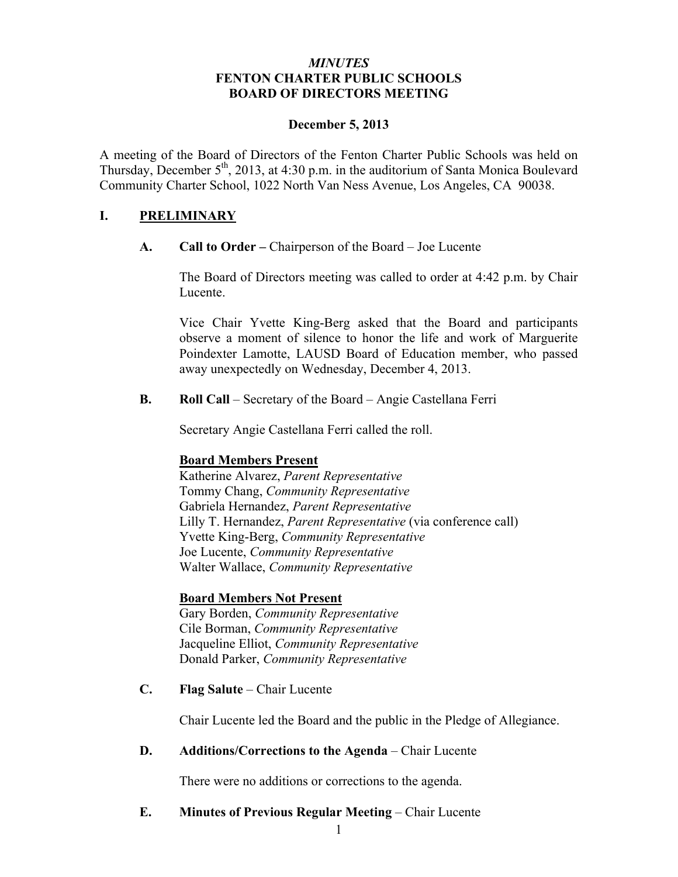*MINUTES*
**FENTON CHARTER PUBLIC SCHOOLS**
**BOARD OF DIRECTORS MEETING**

**December 5, 2013**

A meeting of the Board of Directors of the Fenton Charter Public Schools was held on Thursday, December 5th, 2013, at 4:30 p.m. in the auditorium of Santa Monica Boulevard Community Charter School, 1022 North Van Ness Avenue, Los Angeles, CA 90038.

## I. PRELIMINARY

**A. Call to Order –** Chairperson of the Board – Joe Lucente

The Board of Directors meeting was called to order at 4:42 p.m. by Chair Lucente.

Vice Chair Yvette King-Berg asked that the Board and participants observe a moment of silence to honor the life and work of Marguerite Poindexter Lamotte, LAUSD Board of Education member, who passed away unexpectedly on Wednesday, December 4, 2013.

**B. Roll Call** – Secretary of the Board – Angie Castellana Ferri

Secretary Angie Castellana Ferri called the roll.

**Board Members Present**
Katherine Alvarez, *Parent Representative*
Tommy Chang, *Community Representative*
Gabriela Hernandez, *Parent Representative*
Lilly T. Hernandez, *Parent Representative* (via conference call)
Yvette King-Berg, *Community Representative*
Joe Lucente, *Community Representative*
Walter Wallace, *Community Representative*

**Board Members Not Present**
Gary Borden, *Community Representative*
Cile Borman, *Community Representative*
Jacqueline Elliot, *Community Representative*
Donald Parker, *Community Representative*

**C. Flag Salute** – Chair Lucente

Chair Lucente led the Board and the public in the Pledge of Allegiance.

**D. Additions/Corrections to the Agenda** – Chair Lucente

There were no additions or corrections to the agenda.

**E. Minutes of Previous Regular Meeting** – Chair Lucente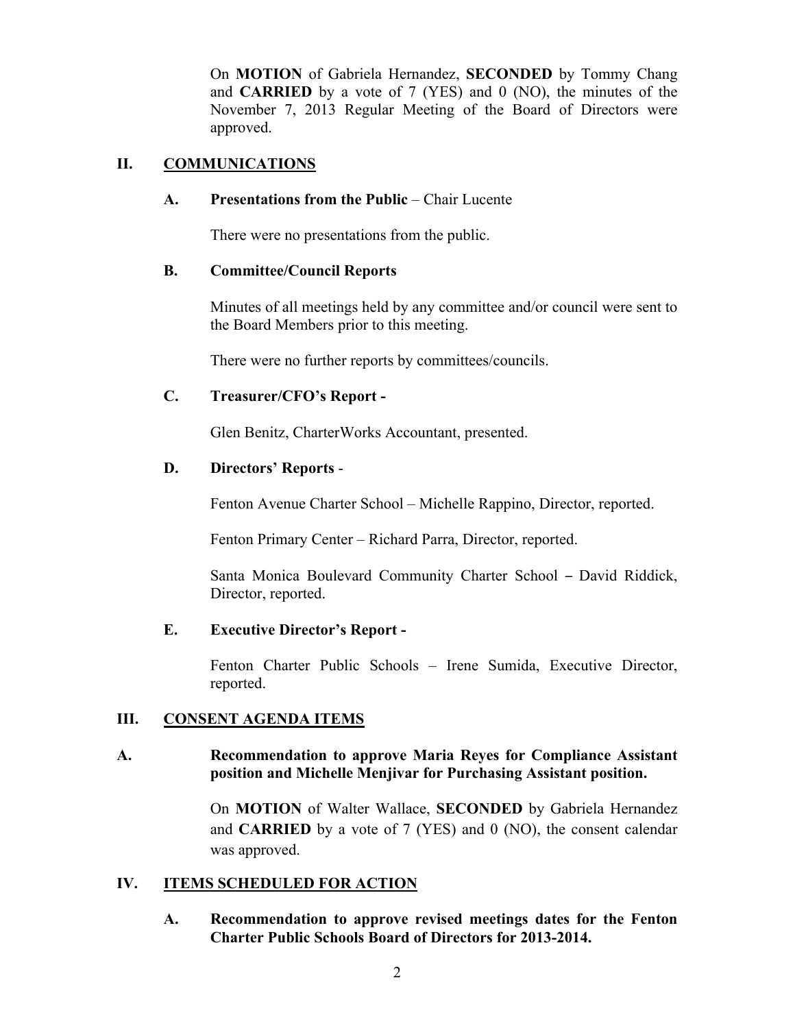On **MOTION** of Gabriela Hernandez, **SECONDED** by Tommy Chang and **CARRIED** by a vote of 7 (YES) and 0 (NO), the minutes of the November 7, 2013 Regular Meeting of the Board of Directors were approved.

## II. COMMUNICATIONS

### A. Presentations from the Public – Chair Lucente

There were no presentations from the public.

### B. Committee/Council Reports

Minutes of all meetings held by any committee and/or council were sent to the Board Members prior to this meeting.

There were no further reports by committees/councils.

### C. Treasurer/CFO's Report -

Glen Benitz, CharterWorks Accountant, presented.

### D. Directors' Reports -

Fenton Avenue Charter School – Michelle Rappino, Director, reported.

Fenton Primary Center – Richard Parra, Director, reported.

Santa Monica Boulevard Community Charter School – David Riddick, Director, reported.

### E. Executive Director's Report -

Fenton Charter Public Schools – Irene Sumida, Executive Director, reported.

## III. CONSENT AGENDA ITEMS

### A. Recommendation to approve Maria Reyes for Compliance Assistant position and Michelle Menjivar for Purchasing Assistant position.

On **MOTION** of Walter Wallace, **SECONDED** by Gabriela Hernandez and **CARRIED** by a vote of 7 (YES) and 0 (NO), the consent calendar was approved.

## IV. ITEMS SCHEDULED FOR ACTION

### A. Recommendation to approve revised meetings dates for the Fenton Charter Public Schools Board of Directors for 2013-2014.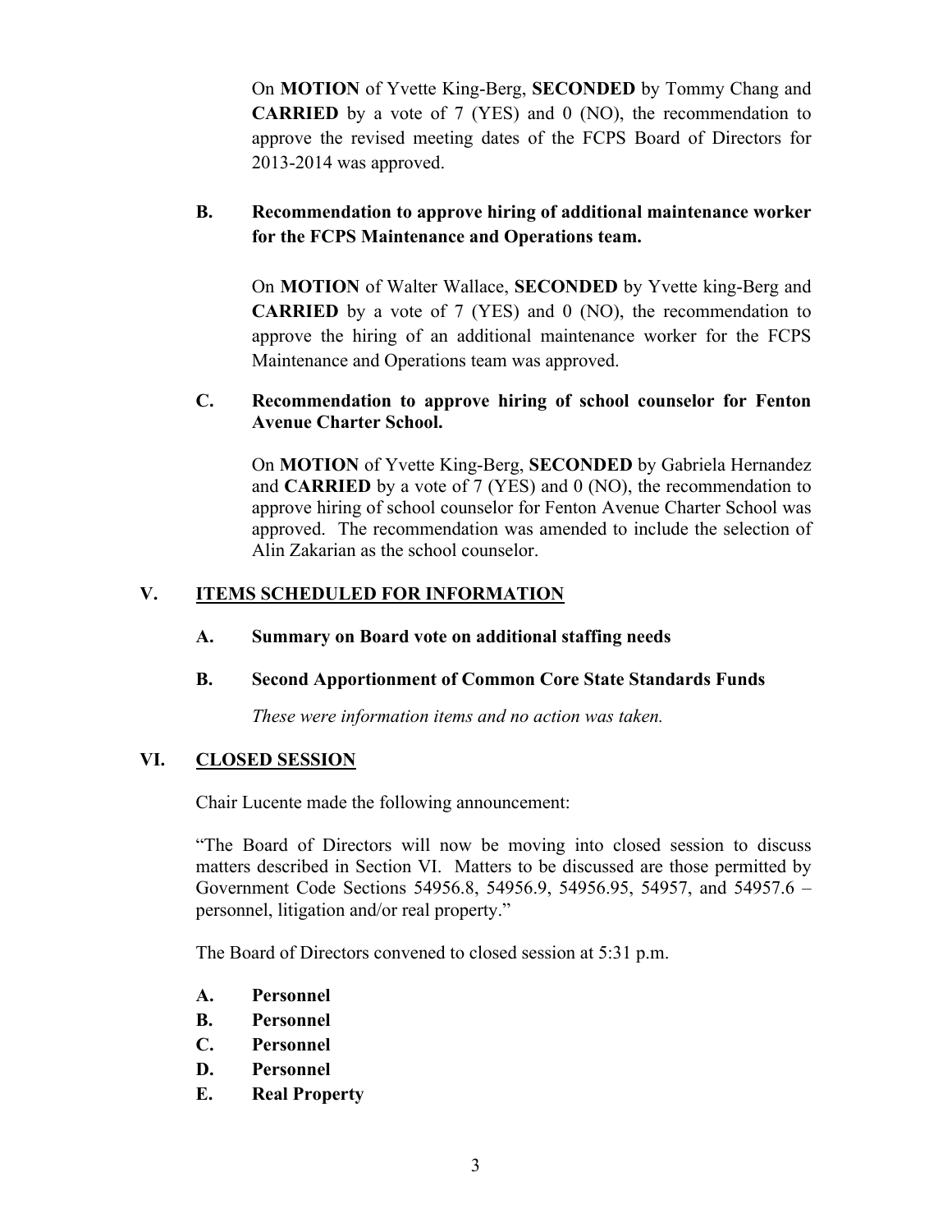On **MOTION** of Yvette King-Berg, **SECONDED** by Tommy Chang and **CARRIED** by a vote of 7 (YES) and 0 (NO), the recommendation to approve the revised meeting dates of the FCPS Board of Directors for 2013-2014 was approved.

**B. Recommendation to approve hiring of additional maintenance worker for the FCPS Maintenance and Operations team.**

On **MOTION** of Walter Wallace, **SECONDED** by Yvette king-Berg and **CARRIED** by a vote of 7 (YES) and 0 (NO), the recommendation to approve the hiring of an additional maintenance worker for the FCPS Maintenance and Operations team was approved.

**C. Recommendation to approve hiring of school counselor for Fenton Avenue Charter School.**

On **MOTION** of Yvette King-Berg, **SECONDED** by Gabriela Hernandez and **CARRIED** by a vote of 7 (YES) and 0 (NO), the recommendation to approve hiring of school counselor for Fenton Avenue Charter School was approved. The recommendation was amended to include the selection of Alin Zakarian as the school counselor.

## V. ITEMS SCHEDULED FOR INFORMATION

**A. Summary on Board vote on additional staffing needs**

**B. Second Apportionment of Common Core State Standards Funds**

*These were information items and no action was taken.*

## VI. CLOSED SESSION

Chair Lucente made the following announcement:

"The Board of Directors will now be moving into closed session to discuss matters described in Section VI. Matters to be discussed are those permitted by Government Code Sections 54956.8, 54956.9, 54956.95, 54957, and 54957.6 – personnel, litigation and/or real property."

The Board of Directors convened to closed session at 5:31 p.m.

- **A. Personnel**
- **B. Personnel**
- **C. Personnel**
- **D. Personnel**
- **E. Real Property**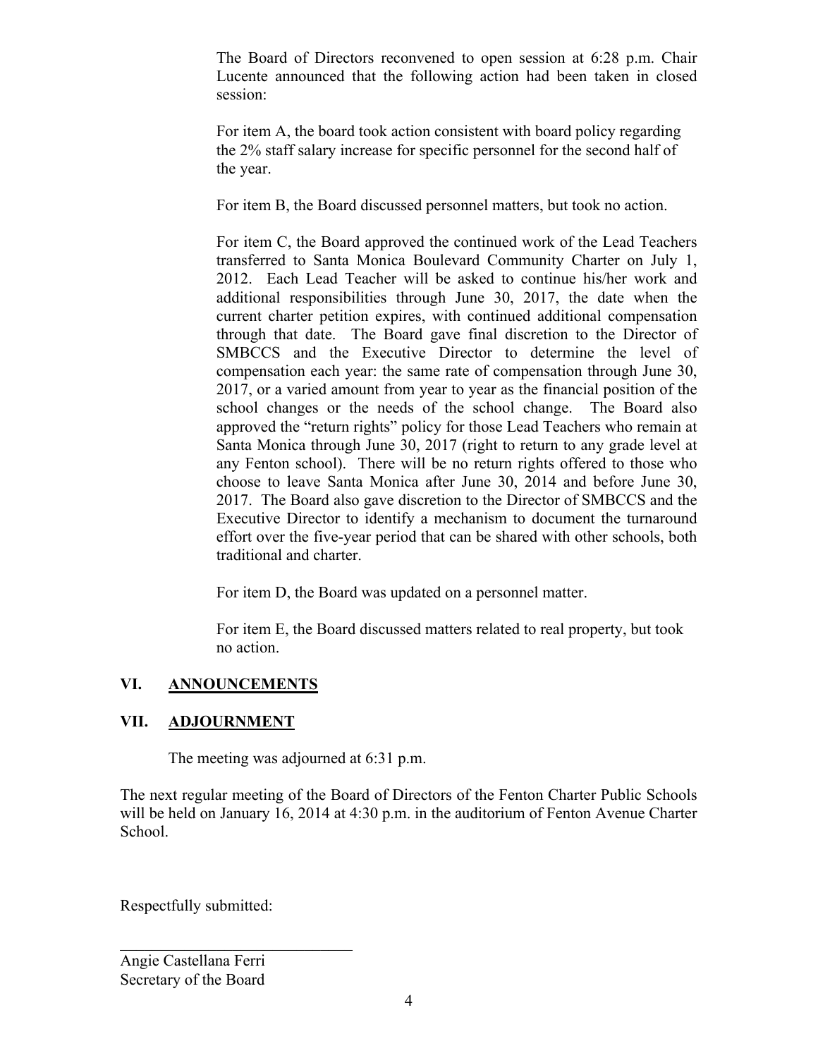The Board of Directors reconvened to open session at 6:28 p.m. Chair Lucente announced that the following action had been taken in closed session:

For item A, the board took action consistent with board policy regarding the 2% staff salary increase for specific personnel for the second half of the year.

For item B, the Board discussed personnel matters, but took no action.

For item C, the Board approved the continued work of the Lead Teachers transferred to Santa Monica Boulevard Community Charter on July 1, 2012. Each Lead Teacher will be asked to continue his/her work and additional responsibilities through June 30, 2017, the date when the current charter petition expires, with continued additional compensation through that date. The Board gave final discretion to the Director of SMBCCS and the Executive Director to determine the level of compensation each year: the same rate of compensation through June 30, 2017, or a varied amount from year to year as the financial position of the school changes or the needs of the school change. The Board also approved the "return rights" policy for those Lead Teachers who remain at Santa Monica through June 30, 2017 (right to return to any grade level at any Fenton school). There will be no return rights offered to those who choose to leave Santa Monica after June 30, 2014 and before June 30, 2017. The Board also gave discretion to the Director of SMBCCS and the Executive Director to identify a mechanism to document the turnaround effort over the five-year period that can be shared with other schools, both traditional and charter.

For item D, the Board was updated on a personnel matter.

For item E, the Board discussed matters related to real property, but took no action.

## VI. ANNOUNCEMENTS

## VII. ADJOURNMENT

The meeting was adjourned at 6:31 p.m.

The next regular meeting of the Board of Directors of the Fenton Charter Public Schools will be held on January 16, 2014 at 4:30 p.m. in the auditorium of Fenton Avenue Charter School.

Respectfully submitted:

\_\_\_\_\_\_\_\_\_\_\_\_\_\_\_\_\_\_\_\_\_\_\_\_\_\_\_\_\_\_

Angie Castellana Ferri
Secretary of the Board